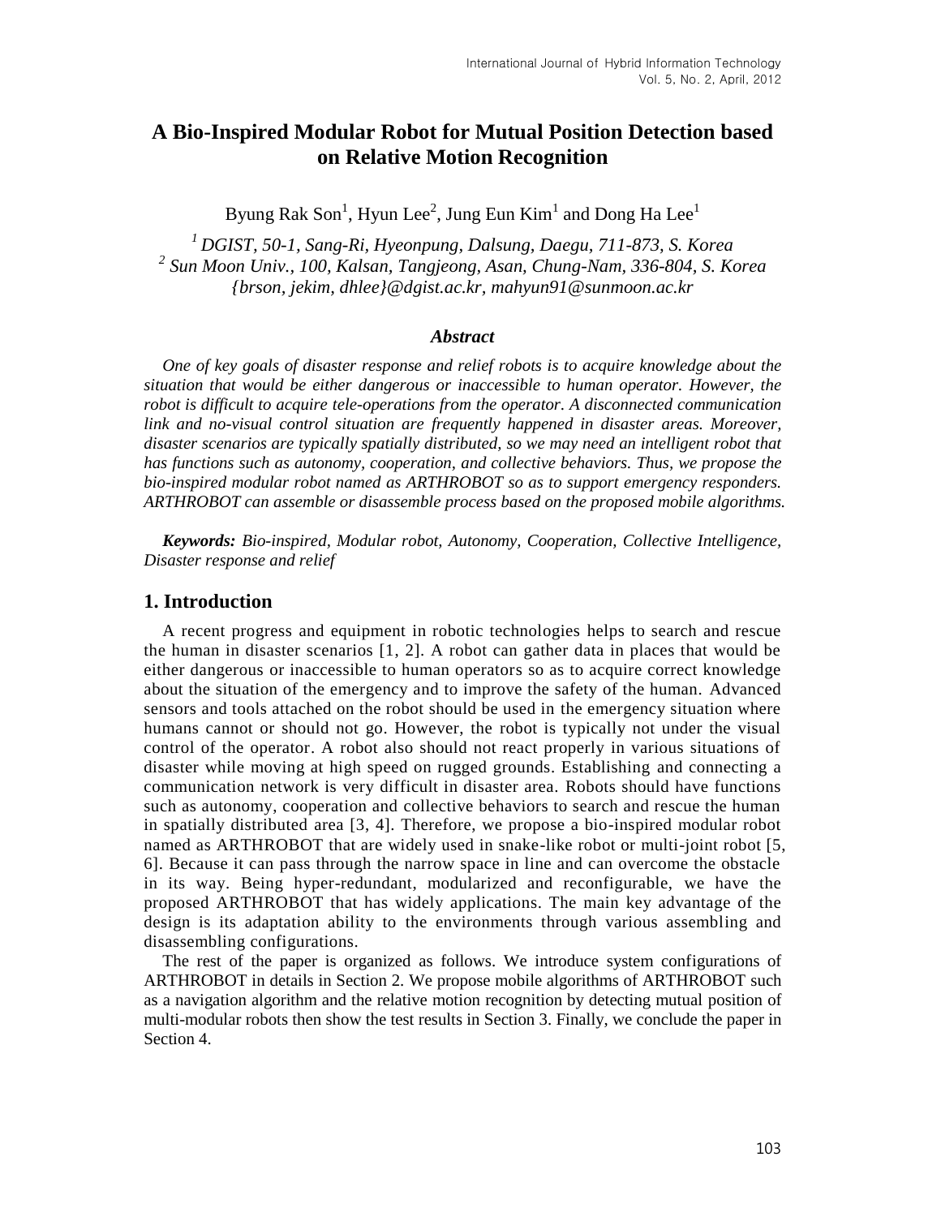# A Bio-Inspired Modular Robot for Mutual Position Detection based on Relative Motion Recognition

Byung Rak Son[1], Hyun Lee[2], Jung Eun Kim[1] and Dong Ha Lee[1]

*[1] DGIST, 50-1, Sang-Ri, Hyeonpung, Dalsung, Daegu, 711-873, S. Korea*
*[2] Sun Moon Univ., 100, Kalsan, Tangjeong, Asan, Chung-Nam, 336-804, S. Korea*
*{brson, jekim, dhlee}@dgist.ac.kr, mahyun91@sunmoon.ac.kr*

### *Abstract*

*One of key goals of disaster response and relief robots is to acquire knowledge about the situation that would be either dangerous or inaccessible to human operator. However, the robot is difficult to acquire tele-operations from the operator. A disconnected communication link and no-visual control situation are frequently happened in disaster areas. Moreover, disaster scenarios are typically spatially distributed, so we may need an intelligent robot that has functions such as autonomy, cooperation, and collective behaviors. Thus, we propose the bio-inspired modular robot named as ARTHROBOT so as to support emergency responders. ARTHROBOT can assemble or disassemble process based on the proposed mobile algorithms.*

***Keywords:*** *Bio-inspired, Modular robot, Autonomy, Cooperation, Collective Intelligence, Disaster response and relief*

## 1. Introduction

A recent progress and equipment in robotic technologies helps to search and rescue the human in disaster scenarios [1, 2]. A robot can gather data in places that would be either dangerous or inaccessible to human operators so as to acquire correct knowledge about the situation of the emergency and to improve the safety of the human. Advanced sensors and tools attached on the robot should be used in the emergency situation where humans cannot or should not go. However, the robot is typically not under the visual control of the operator. A robot also should not react properly in various situations of disaster while moving at high speed on rugged grounds. Establishing and connecting a communication network is very difficult in disaster area. Robots should have functions such as autonomy, cooperation and collective behaviors to search and rescue the human in spatially distributed area [3, 4]. Therefore, we propose a bio-inspired modular robot named as ARTHROBOT that are widely used in snake-like robot or multi-joint robot [5, 6]. Because it can pass through the narrow space in line and can overcome the obstacle in its way. Being hyper-redundant, modularized and reconfigurable, we have the proposed ARTHROBOT that has widely applications. The main key advantage of the design is its adaptation ability to the environments through various assembling and disassembling configurations.

The rest of the paper is organized as follows. We introduce system configurations of ARTHROBOT in details in Section 2. We propose mobile algorithms of ARTHROBOT such as a navigation algorithm and the relative motion recognition by detecting mutual position of multi-modular robots then show the test results in Section 3. Finally, we conclude the paper in Section 4.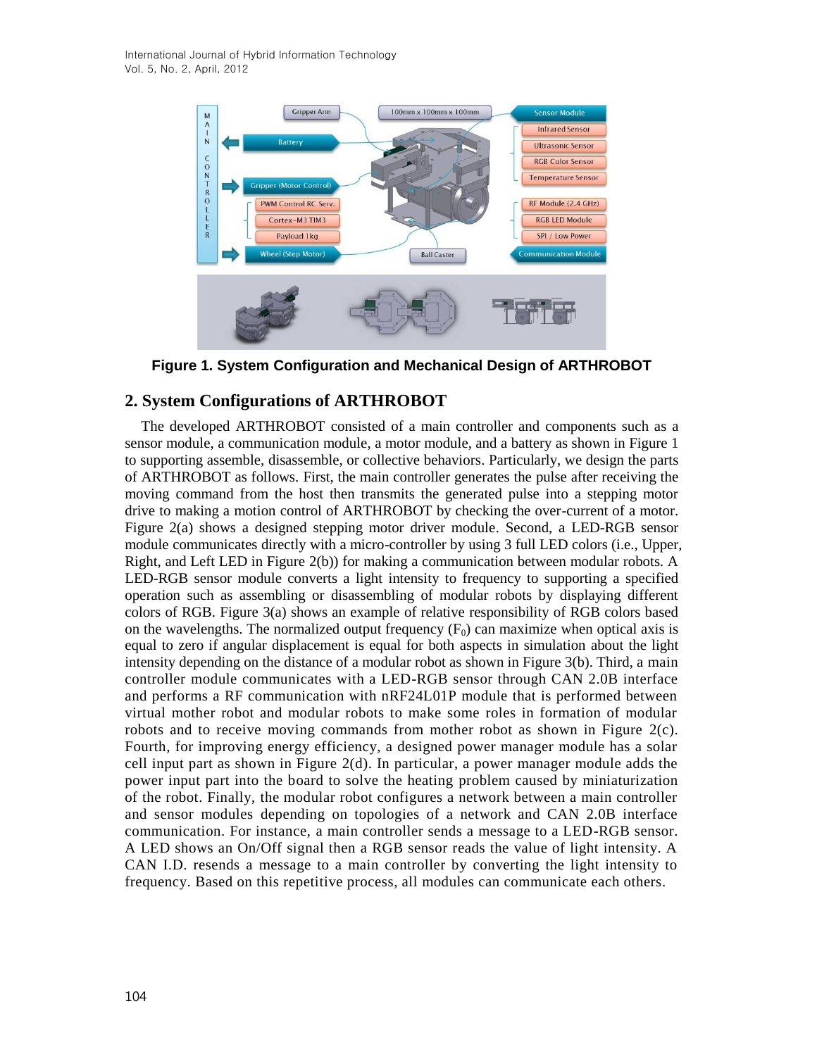**Figure 1. System Configuration and Mechanical Design of ARTHROBOT**

## 2. System Configurations of ARTHROBOT

The developed ARTHROBOT consisted of a main controller and components such as a sensor module, a communication module, a motor module, and a battery as shown in Figure 1 to supporting assemble, disassemble, or collective behaviors. Particularly, we design the parts of ARTHROBOT as follows. First, the main controller generates the pulse after receiving the moving command from the host then transmits the generated pulse into a stepping motor drive to making a motion control of ARTHROBOT by checking the over-current of a motor. Figure 2(a) shows a designed stepping motor driver module. Second, a LED-RGB sensor module communicates directly with a micro-controller by using 3 full LED colors (i.e., Upper, Right, and Left LED in Figure 2(b)) for making a communication between modular robots. A LED-RGB sensor module converts a light intensity to frequency to supporting a specified operation such as assembling or disassembling of modular robots by displaying different colors of RGB. Figure 3(a) shows an example of relative responsibility of RGB colors based on the wavelengths. The normalized output frequency ($F_0$) can maximize when optical axis is equal to zero if angular displacement is equal for both aspects in simulation about the light intensity depending on the distance of a modular robot as shown in Figure 3(b). Third, a main controller module communicates with a LED-RGB sensor through CAN 2.0B interface and performs a RF communication with nRF24L01P module that is performed between virtual mother robot and modular robots to make some roles in formation of modular robots and to receive moving commands from mother robot as shown in Figure 2(c). Fourth, for improving energy efficiency, a designed power manager module has a solar cell input part as shown in Figure 2(d). In particular, a power manager module adds the power input part into the board to solve the heating problem caused by miniaturization of the robot. Finally, the modular robot configures a network between a main controller and sensor modules depending on topologies of a network and CAN 2.0B interface communication. For instance, a main controller sends a message to a LED-RGB sensor. A LED shows an On/Off signal then a RGB sensor reads the value of light intensity. A CAN I.D. resends a message to a main controller by converting the light intensity to frequency. Based on this repetitive process, all modules can communicate each others.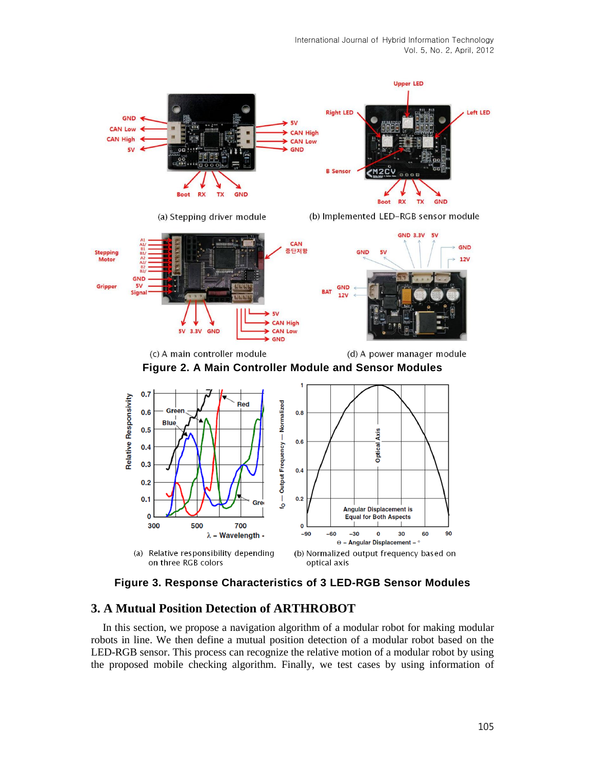(a) Stepping driver module

(b) Implemented LED-RGB sensor module

(c) A main controller module

(d) A power manager module

**Figure 2. A Main Controller Module and Sensor Modules**

(a) Relative responsibility depending on three RGB colors

(b) Normalized output frequency based on optical axis

**Figure 3. Response Characteristics of 3 LED-RGB Sensor Modules**

## 3. A Mutual Position Detection of ARTHROBOT

In this section, we propose a navigation algorithm of a modular robot for making modular robots in line. We then define a mutual position detection of a modular robot based on the LED-RGB sensor. This process can recognize the relative motion of a modular robot by using the proposed mobile checking algorithm. Finally, we test cases by using information of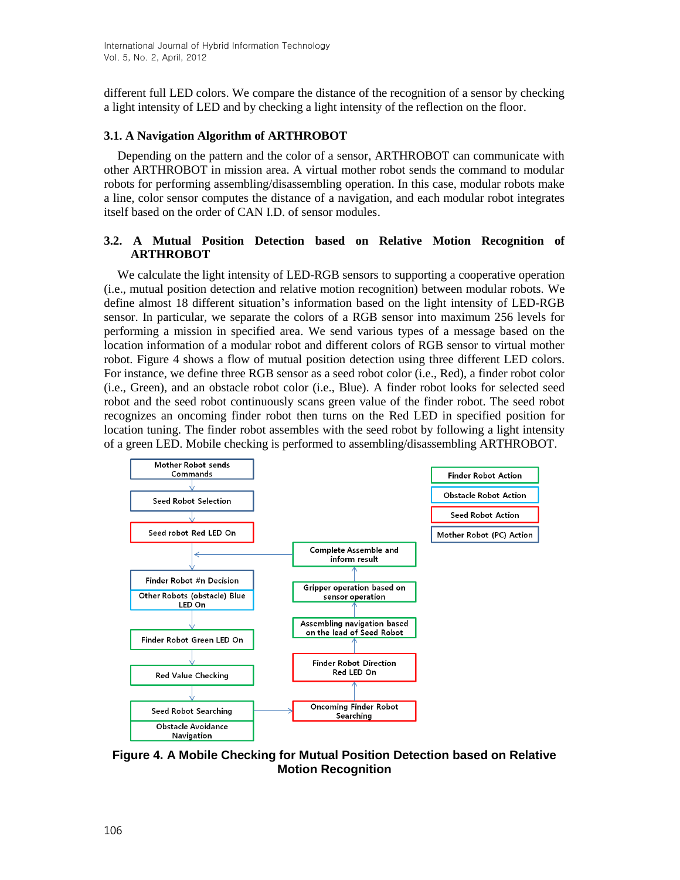different full LED colors. We compare the distance of the recognition of a sensor by checking a light intensity of LED and by checking a light intensity of the reflection on the floor.

### 3.1. A Navigation Algorithm of ARTHROBOT

Depending on the pattern and the color of a sensor, ARTHROBOT can communicate with other ARTHROBOT in mission area. A virtual mother robot sends the command to modular robots for performing assembling/disassembling operation. In this case, modular robots make a line, color sensor computes the distance of a navigation, and each modular robot integrates itself based on the order of CAN I.D. of sensor modules.

### 3.2. A Mutual Position Detection based on Relative Motion Recognition of ARTHROBOT

We calculate the light intensity of LED-RGB sensors to supporting a cooperative operation (i.e., mutual position detection and relative motion recognition) between modular robots. We define almost 18 different situation's information based on the light intensity of LED-RGB sensor. In particular, we separate the colors of a RGB sensor into maximum 256 levels for performing a mission in specified area. We send various types of a message based on the location information of a modular robot and different colors of RGB sensor to virtual mother robot. Figure 4 shows a flow of mutual position detection using three different LED colors. For instance, we define three RGB sensor as a seed robot color (i.e., Red), a finder robot color (i.e., Green), and an obstacle robot color (i.e., Blue). A finder robot looks for selected seed robot and the seed robot continuously scans green value of the finder robot. The seed robot recognizes an oncoming finder robot then turns on the Red LED in specified position for location tuning. The finder robot assembles with the seed robot by following a light intensity of a green LED. Mobile checking is performed to assembling/disassembling ARTHROBOT.

Mother Robot sends Commands → Seed Robot Selection → Seed robot Red LED On → Finder Robot #n Decision / Other Robots (obstacle) Blue LED On → Finder Robot Green LED On → Red Value Checking → Seed Robot Searching / Obstacle Avoidance Navigation → Oncoming Finder Robot Searching → Finder Robot Direction Red LED On → Assembling navigation based on the lead of Seed Robot → Gripper operation based on sensor operation → Complete Assemble and inform result

Legend: Finder Robot Action; Obstacle Robot Action; Seed Robot Action; Mother Robot (PC) Action

**Figure 4. A Mobile Checking for Mutual Position Detection based on Relative Motion Recognition**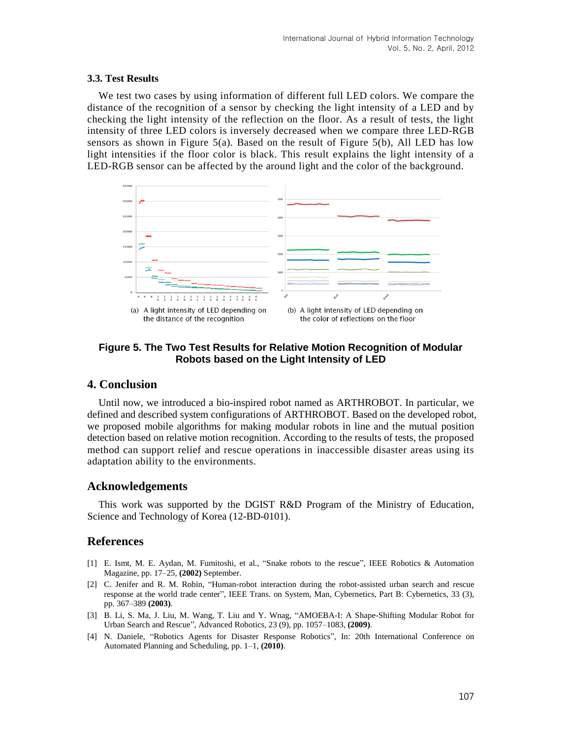### 3.3. Test Results

We test two cases by using information of different full LED colors. We compare the distance of the recognition of a sensor by checking the light intensity of a LED and by checking the light intensity of the reflection on the floor. As a result of tests, the light intensity of three LED colors is inversely decreased when we compare three LED-RGB sensors as shown in Figure 5(a). Based on the result of Figure 5(b), All LED has low light intensities if the floor color is black. This result explains the light intensity of a LED-RGB sensor can be affected by the around light and the color of the background.

(a) A light intensity of LED depending on the distance of the recognition

(b) A light intensity of LED depending on the color of reflections on the floor

**Figure 5. The Two Test Results for Relative Motion Recognition of Modular Robots based on the Light Intensity of LED**

## 4. Conclusion

Until now, we introduced a bio-inspired robot named as ARTHROBOT. In particular, we defined and described system configurations of ARTHROBOT. Based on the developed robot, we proposed mobile algorithms for making modular robots in line and the mutual position detection based on relative motion recognition. According to the results of tests, the proposed method can support relief and rescue operations in inaccessible disaster areas using its adaptation ability to the environments.

## Acknowledgements

This work was supported by the DGIST R&D Program of the Ministry of Education, Science and Technology of Korea (12-BD-0101).

## References

[1] E. Ismt, M. E. Aydan, M. Fumitoshi, et al., "Snake robots to the rescue", IEEE Robotics & Automation Magazine, pp. 17–25, **(2002)** September.

[2] C. Jenifer and R. M. Robin, "Human-robot interaction during the robot-assisted urban search and rescue response at the world trade center", IEEE Trans. on System, Man, Cybernetics, Part B: Cybernetics, 33 (3), pp. 367–389 **(2003)**.

[3] B. Li, S. Ma, J. Liu, M. Wang, T. Liu and Y. Wnag, "AMOEBA-I: A Shape-Shifting Modular Robot for Urban Search and Rescue", Advanced Robotics, 23 (9), pp. 1057–1083, **(2009)**.

[4] N. Daniele, "Robotics Agents for Disaster Response Robotics", In: 20th International Conference on Automated Planning and Scheduling, pp. 1–1, **(2010)**.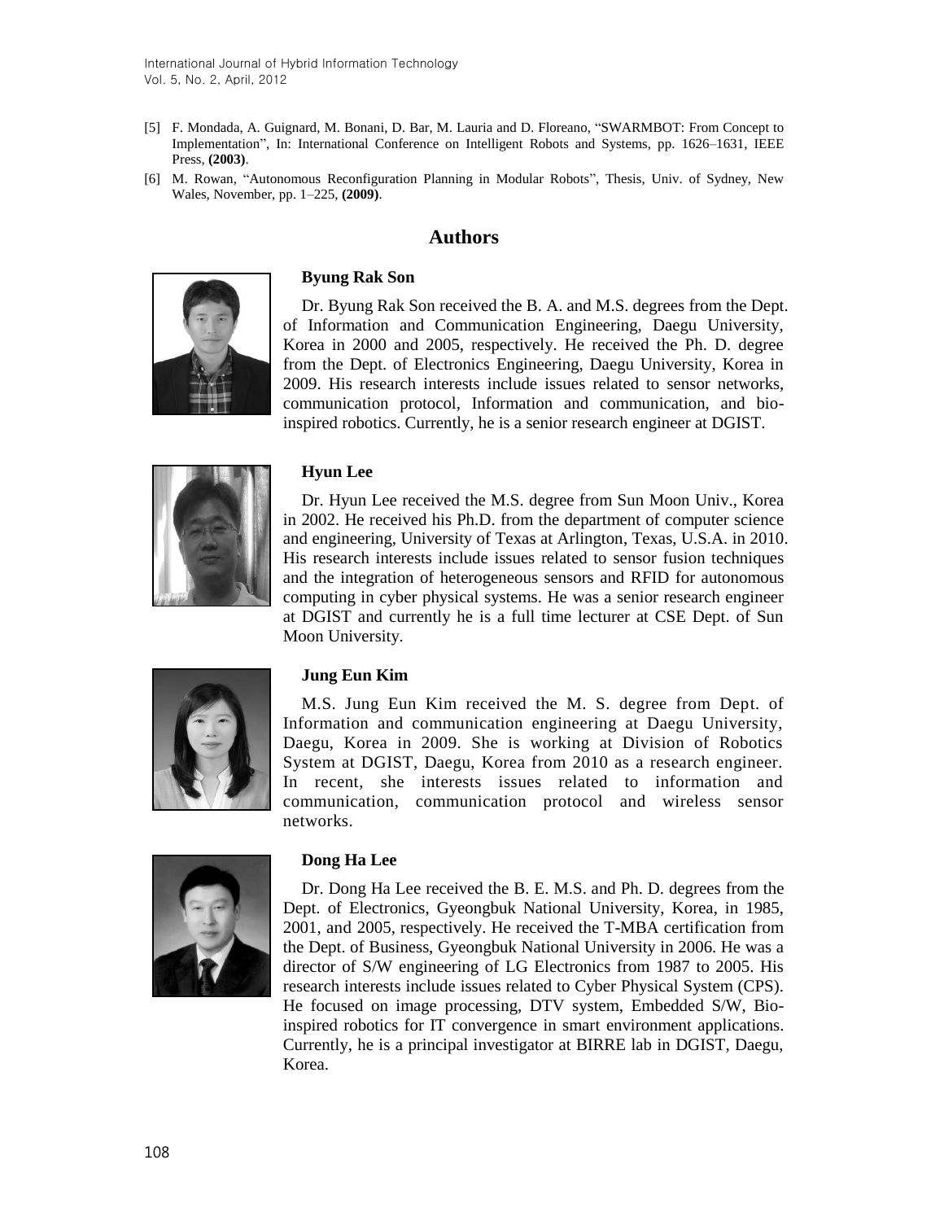[5] F. Mondada, A. Guignard, M. Bonani, D. Bar, M. Lauria and D. Floreano, "SWARMBOT: From Concept to Implementation", In: International Conference on Intelligent Robots and Systems, pp. 1626–1631, IEEE Press, **(2003)**.

[6] M. Rowan, "Autonomous Reconfiguration Planning in Modular Robots", Thesis, Univ. of Sydney, New Wales, November, pp. 1–225, **(2009)**.

## Authors

**Byung Rak Son**

Dr. Byung Rak Son received the B. A. and M.S. degrees from the Dept. of Information and Communication Engineering, Daegu University, Korea in 2000 and 2005, respectively. He received the Ph. D. degree from the Dept. of Electronics Engineering, Daegu University, Korea in 2009. His research interests include issues related to sensor networks, communication protocol, Information and communication, and bio-inspired robotics. Currently, he is a senior research engineer at DGIST.

**Hyun Lee**

Dr. Hyun Lee received the M.S. degree from Sun Moon Univ., Korea in 2002. He received his Ph.D. from the department of computer science and engineering, University of Texas at Arlington, Texas, U.S.A. in 2010. His research interests include issues related to sensor fusion techniques and the integration of heterogeneous sensors and RFID for autonomous computing in cyber physical systems. He was a senior research engineer at DGIST and currently he is a full time lecturer at CSE Dept. of Sun Moon University.

**Jung Eun Kim**

M.S. Jung Eun Kim received the M. S. degree from Dept. of Information and communication engineering at Daegu University, Daegu, Korea in 2009. She is working at Division of Robotics System at DGIST, Daegu, Korea from 2010 as a research engineer. In recent, she interests issues related to information and communication, communication protocol and wireless sensor networks.

**Dong Ha Lee**

Dr. Dong Ha Lee received the B. E. M.S. and Ph. D. degrees from the Dept. of Electronics, Gyeongbuk National University, Korea, in 1985, 2001, and 2005, respectively. He received the T-MBA certification from the Dept. of Business, Gyeongbuk National University in 2006. He was a director of S/W engineering of LG Electronics from 1987 to 2005. His research interests include issues related to Cyber Physical System (CPS). He focused on image processing, DTV system, Embedded S/W, Bio-inspired robotics for IT convergence in smart environment applications. Currently, he is a principal investigator at BIRRE lab in DGIST, Daegu, Korea.